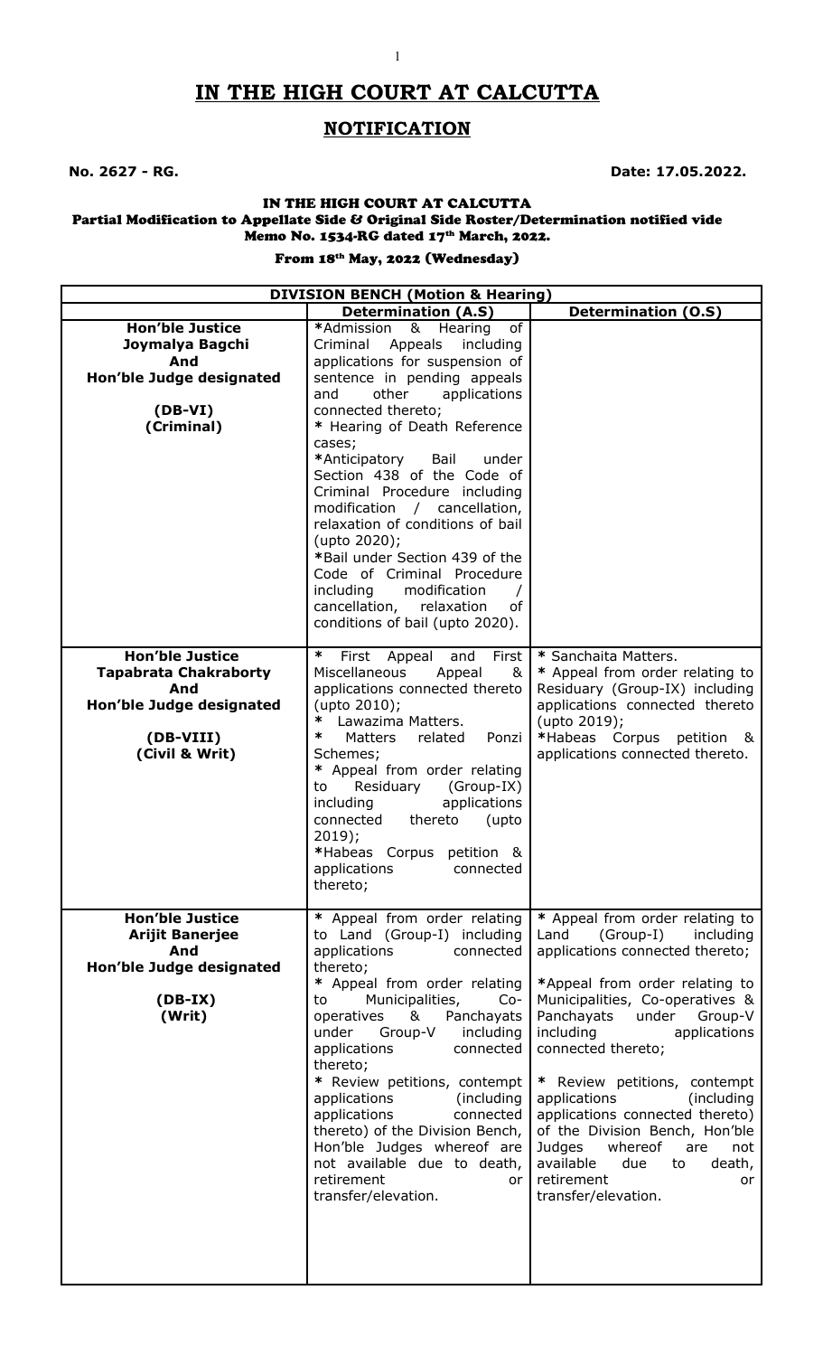# IN THE HIGH COURT AT CALCUTTA

## NOTIFICATION

**No. 2627 - RG.** **Date: 17.05.2022.**

**IN THE HIGH COURT AT CALCUTTA**
**Partial Modification to Appellate Side & Original Side Roster/Determination notified vide Memo No. 1534-RG dated 17th March, 2022.**

**From 18th May, 2022 (Wednesday)**

| DIVISION BENCH (Motion & Hearing) | | |
|---|---|---|
| | **Determination (A.S)** | **Determination (O.S)** |
| **Hon'ble Justice Joymalya Bagchi And Hon'ble Judge designated (DB-VI) (Criminal)** | *Admission & Hearing of Criminal Appeals including applications for suspension of sentence in pending appeals and other applications connected thereto;<br>* Hearing of Death Reference cases;<br>*Anticipatory Bail under Section 438 of the Code of Criminal Procedure including modification / cancellation, relaxation of conditions of bail (upto 2020);<br>*Bail under Section 439 of the Code of Criminal Procedure including modification / cancellation, relaxation of conditions of bail (upto 2020). | |
| **Hon'ble Justice Tapabrata Chakraborty And Hon'ble Judge designated (DB-VIII) (Civil & Writ)** | * First Appeal and First Miscellaneous Appeal & applications connected thereto (upto 2010);<br>* Lawazima Matters.<br>* Matters related Ponzi Schemes;<br>* Appeal from order relating to Residuary (Group-IX) including applications connected thereto (upto 2019);<br>*Habeas Corpus petition & applications connected thereto; | * Sanchaita Matters.<br>* Appeal from order relating to Residuary (Group-IX) including applications connected thereto (upto 2019);<br>*Habeas Corpus petition & applications connected thereto. |
| **Hon'ble Justice Arijit Banerjee And Hon'ble Judge designated (DB-IX) (Writ)** | * Appeal from order relating to Land (Group-I) including applications connected thereto;<br>* Appeal from order relating to Municipalities, Co-operatives & Panchayats under Group-V including applications connected thereto;<br>* Review petitions, contempt applications (including applications connected thereto) of the Division Bench, Hon'ble Judges whereof are not available due to death, retirement or transfer/elevation. | * Appeal from order relating to Land (Group-I) including applications connected thereto;<br>*Appeal from order relating to Municipalities, Co-operatives & Panchayats under Group-V including applications connected thereto;<br>* Review petitions, contempt applications (including applications connected thereto) of the Division Bench, Hon'ble Judges whereof are not available due to death, retirement or transfer/elevation. |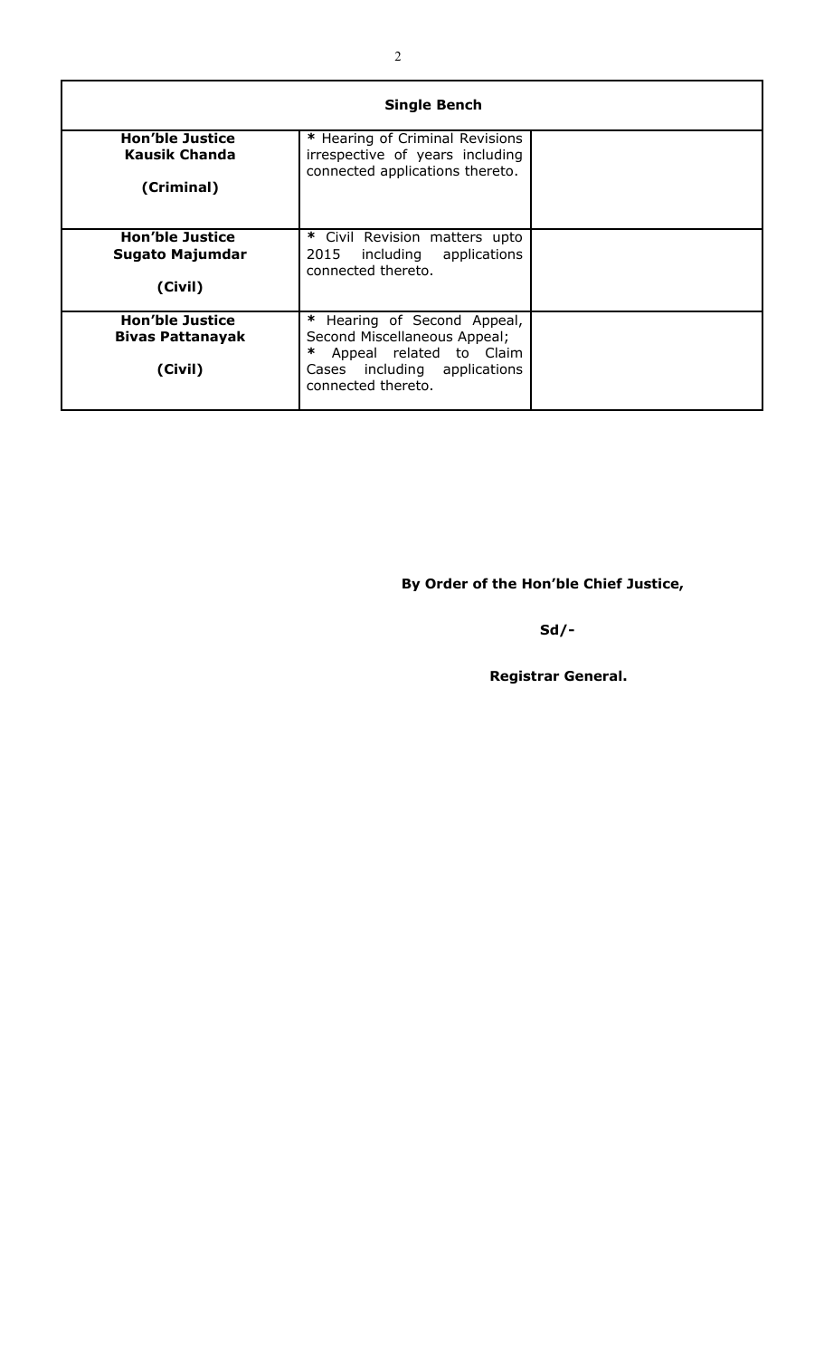| Single Bench | | |
|---|---|---|
| **Hon'ble Justice Kausik Chanda** <br><br> **(Criminal)** | * Hearing of Criminal Revisions irrespective of years including connected applications thereto. | |
| **Hon'ble Justice Sugato Majumdar** <br><br> **(Civil)** | * Civil Revision matters upto 2015 including applications connected thereto. | |
| **Hon'ble Justice Bivas Pattanayak** <br><br> **(Civil)** | * Hearing of Second Appeal, Second Miscellaneous Appeal; <br> * Appeal related to Claim Cases including applications connected thereto. | |

**By Order of the Hon'ble Chief Justice,**

**Sd/-**

**Registrar General.**